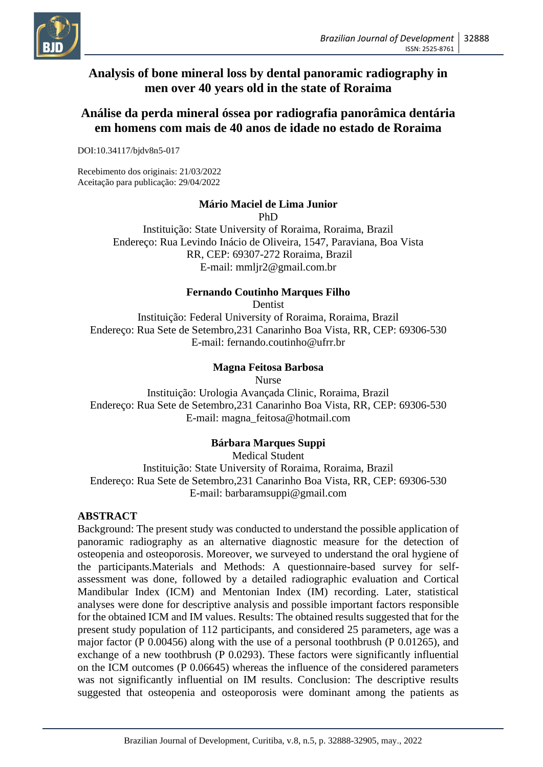# Analysis of bone mineral loss by dental panoramic radiography in men over 40 years old in the state of Roraima

# Análise da perda mineral óssea por radiografia panorâmica dentária em homens com mais de 40 anos de idade no estado de Roraima

DOI:10.34117/bjdv8n5-017

Recebimento dos originais: 21/03/2022
Aceitação para publicação: 29/04/2022

**Mário Maciel de Lima Junior**
PhD
Instituição: State University of Roraima, Roraima, Brazil
Endereço: Rua Levindo Inácio de Oliveira, 1547, Paraviana, Boa Vista RR, CEP: 69307-272 Roraima, Brazil
E-mail: mmljr2@gmail.com.br

**Fernando Coutinho Marques Filho**
Dentist
Instituição: Federal University of Roraima, Roraima, Brazil
Endereço: Rua Sete de Setembro,231 Canarinho Boa Vista, RR, CEP: 69306-530
E-mail: fernando.coutinho@ufrr.br

**Magna Feitosa Barbosa**
Nurse
Instituição: Urologia Avançada Clinic, Roraima, Brazil
Endereço: Rua Sete de Setembro,231 Canarinho Boa Vista, RR, CEP: 69306-530
E-mail: magna_feitosa@hotmail.com

**Bárbara Marques Suppi**
Medical Student
Instituição: State University of Roraima, Roraima, Brazil
Endereço: Rua Sete de Setembro,231 Canarinho Boa Vista, RR, CEP: 69306-530
E-mail: barbaramsuppi@gmail.com

## ABSTRACT

Background: The present study was conducted to understand the possible application of panoramic radiography as an alternative diagnostic measure for the detection of osteopenia and osteoporosis. Moreover, we surveyed to understand the oral hygiene of the participants.Materials and Methods: A questionnaire-based survey for self-assessment was done, followed by a detailed radiographic evaluation and Cortical Mandibular Index (ICM) and Mentonian Index (IM) recording. Later, statistical analyses were done for descriptive analysis and possible important factors responsible for the obtained ICM and IM values. Results: The obtained results suggested that for the present study population of 112 participants, and considered 25 parameters, age was a major factor (P 0.00456) along with the use of a personal toothbrush (P 0.01265), and exchange of a new toothbrush (P 0.0293). These factors were significantly influential on the ICM outcomes (P 0.06645) whereas the influence of the considered parameters was not significantly influential on IM results. Conclusion: The descriptive results suggested that osteopenia and osteoporosis were dominant among the patients as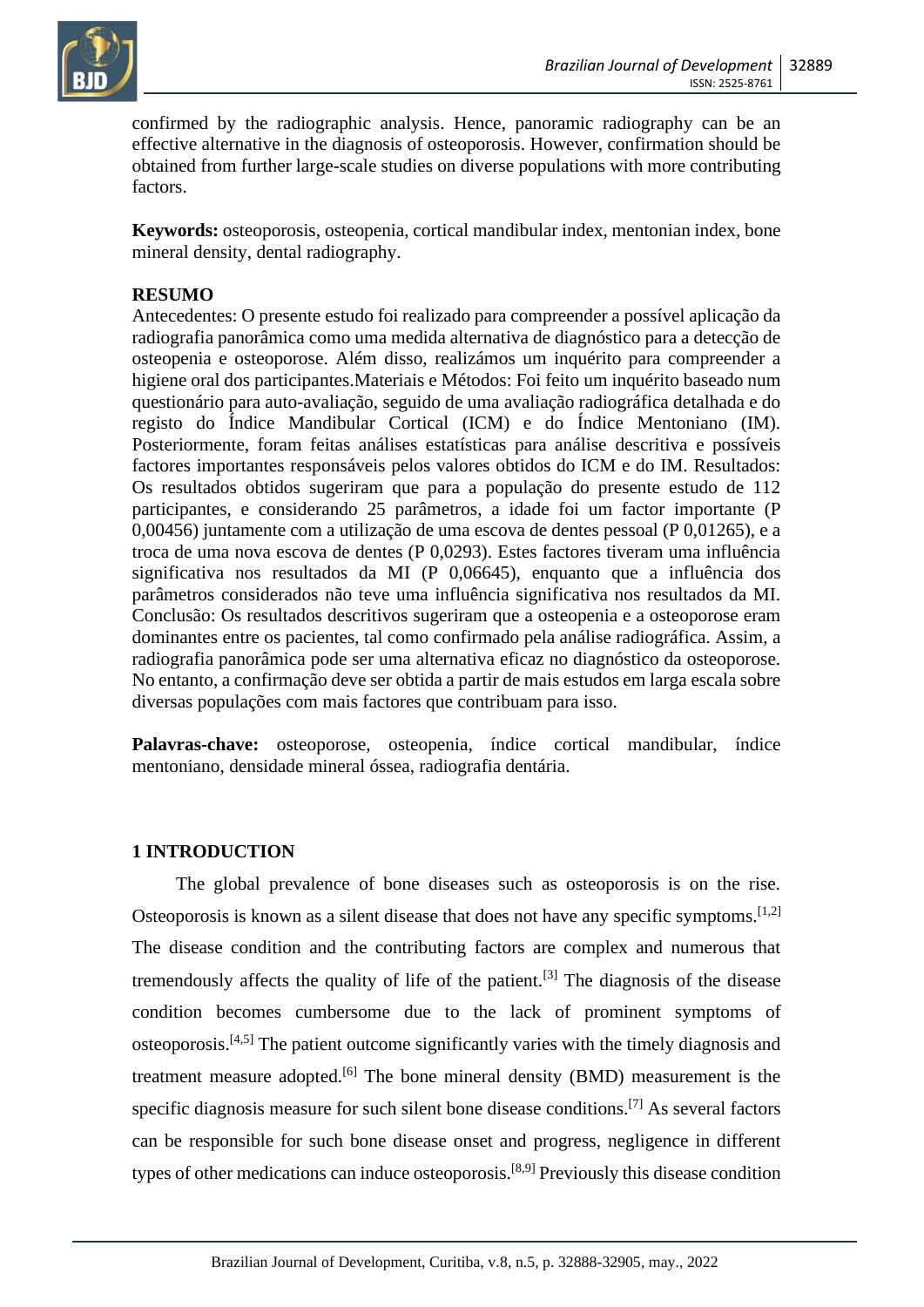confirmed by the radiographic analysis. Hence, panoramic radiography can be an effective alternative in the diagnosis of osteoporosis. However, confirmation should be obtained from further large-scale studies on diverse populations with more contributing factors.

**Keywords:** osteoporosis, osteopenia, cortical mandibular index, mentonian index, bone mineral density, dental radiography.

**RESUMO**

Antecedentes: O presente estudo foi realizado para compreender a possível aplicação da radiografia panorâmica como uma medida alternativa de diagnóstico para a detecção de osteopenia e osteoporose. Além disso, realizámos um inquérito para compreender a higiene oral dos participantes.Materiais e Métodos: Foi feito um inquérito baseado num questionário para auto-avaliação, seguido de uma avaliação radiográfica detalhada e do registo do Índice Mandibular Cortical (ICM) e do Índice Mentoniano (IM). Posteriormente, foram feitas análises estatísticas para análise descritiva e possíveis factores importantes responsáveis pelos valores obtidos do ICM e do IM. Resultados: Os resultados obtidos sugeriram que para a população do presente estudo de 112 participantes, e considerando 25 parâmetros, a idade foi um factor importante (P 0,00456) juntamente com a utilização de uma escova de dentes pessoal (P 0,01265), e a troca de uma nova escova de dentes (P 0,0293). Estes factores tiveram uma influência significativa nos resultados da MI (P 0,06645), enquanto que a influência dos parâmetros considerados não teve uma influência significativa nos resultados da MI. Conclusão: Os resultados descritivos sugeriram que a osteopenia e a osteoporose eram dominantes entre os pacientes, tal como confirmado pela análise radiográfica. Assim, a radiografia panorâmica pode ser uma alternativa eficaz no diagnóstico da osteoporose. No entanto, a confirmação deve ser obtida a partir de mais estudos em larga escala sobre diversas populações com mais factores que contribuam para isso.

**Palavras-chave:** osteoporose, osteopenia, índice cortical mandibular, índice mentoniano, densidade mineral óssea, radiografia dentária.

## 1 INTRODUCTION

The global prevalence of bone diseases such as osteoporosis is on the rise. Osteoporosis is known as a silent disease that does not have any specific symptoms.[1,2] The disease condition and the contributing factors are complex and numerous that tremendously affects the quality of life of the patient.[3] The diagnosis of the disease condition becomes cumbersome due to the lack of prominent symptoms of osteoporosis.[4,5] The patient outcome significantly varies with the timely diagnosis and treatment measure adopted.[6] The bone mineral density (BMD) measurement is the specific diagnosis measure for such silent bone disease conditions.[7] As several factors can be responsible for such bone disease onset and progress, negligence in different types of other medications can induce osteoporosis.[8,9] Previously this disease condition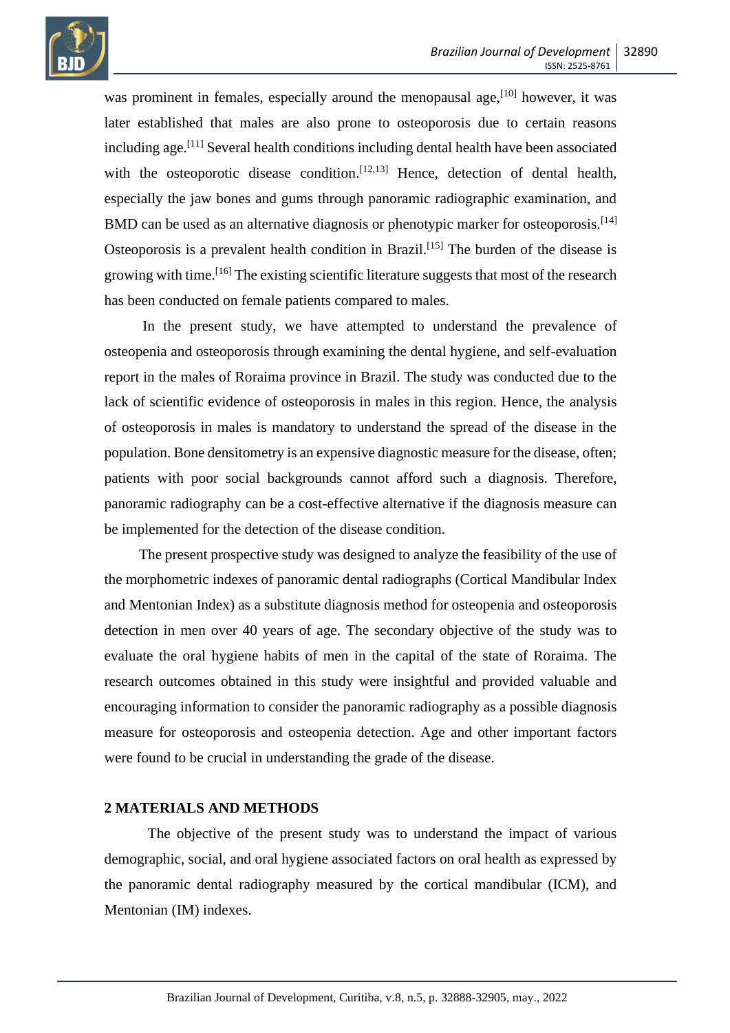was prominent in females, especially around the menopausal age,[10] however, it was later established that males are also prone to osteoporosis due to certain reasons including age.[11] Several health conditions including dental health have been associated with the osteoporotic disease condition.[12,13] Hence, detection of dental health, especially the jaw bones and gums through panoramic radiographic examination, and BMD can be used as an alternative diagnosis or phenotypic marker for osteoporosis.[14] Osteoporosis is a prevalent health condition in Brazil.[15] The burden of the disease is growing with time.[16] The existing scientific literature suggests that most of the research has been conducted on female patients compared to males.

In the present study, we have attempted to understand the prevalence of osteopenia and osteoporosis through examining the dental hygiene, and self-evaluation report in the males of Roraima province in Brazil. The study was conducted due to the lack of scientific evidence of osteoporosis in males in this region. Hence, the analysis of osteoporosis in males is mandatory to understand the spread of the disease in the population. Bone densitometry is an expensive diagnostic measure for the disease, often; patients with poor social backgrounds cannot afford such a diagnosis. Therefore, panoramic radiography can be a cost-effective alternative if the diagnosis measure can be implemented for the detection of the disease condition.

The present prospective study was designed to analyze the feasibility of the use of the morphometric indexes of panoramic dental radiographs (Cortical Mandibular Index and Mentonian Index) as a substitute diagnosis method for osteopenia and osteoporosis detection in men over 40 years of age. The secondary objective of the study was to evaluate the oral hygiene habits of men in the capital of the state of Roraima. The research outcomes obtained in this study were insightful and provided valuable and encouraging information to consider the panoramic radiography as a possible diagnosis measure for osteoporosis and osteopenia detection. Age and other important factors were found to be crucial in understanding the grade of the disease.

## 2 MATERIALS AND METHODS

The objective of the present study was to understand the impact of various demographic, social, and oral hygiene associated factors on oral health as expressed by the panoramic dental radiography measured by the cortical mandibular (ICM), and Mentonian (IM) indexes.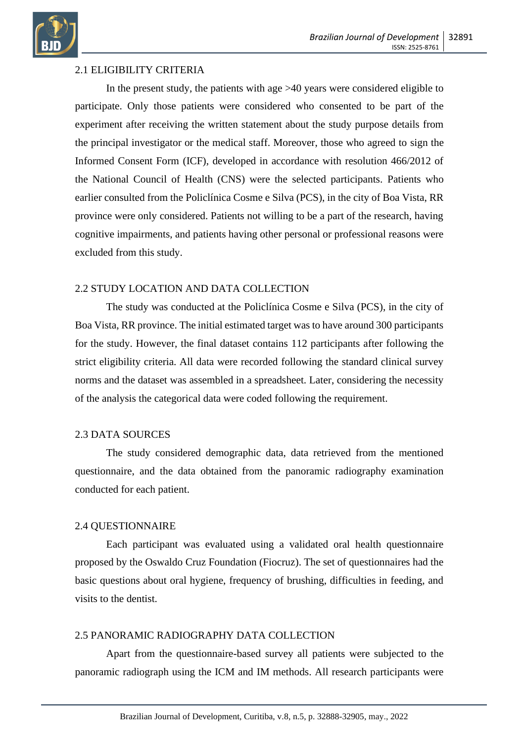## 2.1 ELIGIBILITY CRITERIA

In the present study, the patients with age >40 years were considered eligible to participate. Only those patients were considered who consented to be part of the experiment after receiving the written statement about the study purpose details from the principal investigator or the medical staff. Moreover, those who agreed to sign the Informed Consent Form (ICF), developed in accordance with resolution 466/2012 of the National Council of Health (CNS) were the selected participants. Patients who earlier consulted from the Policlínica Cosme e Silva (PCS), in the city of Boa Vista, RR province were only considered. Patients not willing to be a part of the research, having cognitive impairments, and patients having other personal or professional reasons were excluded from this study.

## 2.2 STUDY LOCATION AND DATA COLLECTION

The study was conducted at the Policlínica Cosme e Silva (PCS), in the city of Boa Vista, RR province. The initial estimated target was to have around 300 participants for the study. However, the final dataset contains 112 participants after following the strict eligibility criteria. All data were recorded following the standard clinical survey norms and the dataset was assembled in a spreadsheet. Later, considering the necessity of the analysis the categorical data were coded following the requirement.

## 2.3 DATA SOURCES

The study considered demographic data, data retrieved from the mentioned questionnaire, and the data obtained from the panoramic radiography examination conducted for each patient.

## 2.4 QUESTIONNAIRE

Each participant was evaluated using a validated oral health questionnaire proposed by the Oswaldo Cruz Foundation (Fiocruz). The set of questionnaires had the basic questions about oral hygiene, frequency of brushing, difficulties in feeding, and visits to the dentist.

## 2.5 PANORAMIC RADIOGRAPHY DATA COLLECTION

Apart from the questionnaire-based survey all patients were subjected to the panoramic radiograph using the ICM and IM methods. All research participants were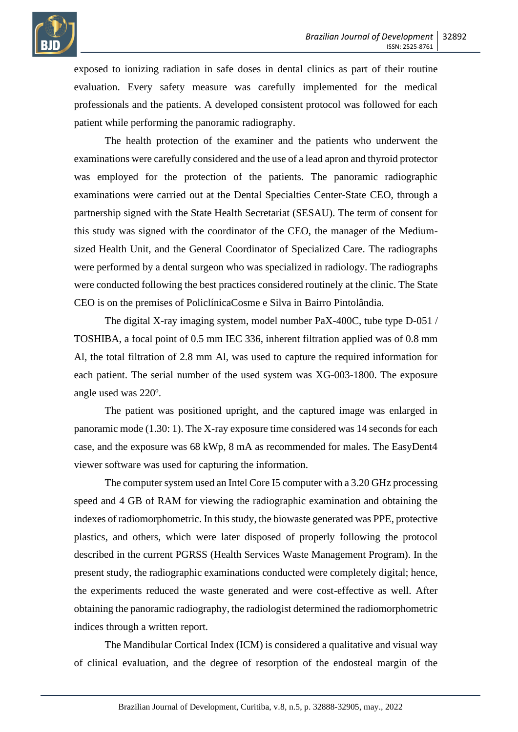exposed to ionizing radiation in safe doses in dental clinics as part of their routine evaluation. Every safety measure was carefully implemented for the medical professionals and the patients. A developed consistent protocol was followed for each patient while performing the panoramic radiography.

The health protection of the examiner and the patients who underwent the examinations were carefully considered and the use of a lead apron and thyroid protector was employed for the protection of the patients. The panoramic radiographic examinations were carried out at the Dental Specialties Center-State CEO, through a partnership signed with the State Health Secretariat (SESAU). The term of consent for this study was signed with the coordinator of the CEO, the manager of the Medium-sized Health Unit, and the General Coordinator of Specialized Care. The radiographs were performed by a dental surgeon who was specialized in radiology. The radiographs were conducted following the best practices considered routinely at the clinic. The State CEO is on the premises of PoliclínicaCosme e Silva in Bairro Pintolândia.

The digital X-ray imaging system, model number PaX-400C, tube type D-051 / TOSHIBA, a focal point of 0.5 mm IEC 336, inherent filtration applied was of 0.8 mm Al, the total filtration of 2.8 mm Al, was used to capture the required information for each patient. The serial number of the used system was XG-003-1800. The exposure angle used was 220º.

The patient was positioned upright, and the captured image was enlarged in panoramic mode (1.30: 1). The X-ray exposure time considered was 14 seconds for each case, and the exposure was 68 kWp, 8 mA as recommended for males. The EasyDent4 viewer software was used for capturing the information.

The computer system used an Intel Core I5 computer with a 3.20 GHz processing speed and 4 GB of RAM for viewing the radiographic examination and obtaining the indexes of radiomorphometric. In this study, the biowaste generated was PPE, protective plastics, and others, which were later disposed of properly following the protocol described in the current PGRSS (Health Services Waste Management Program). In the present study, the radiographic examinations conducted were completely digital; hence, the experiments reduced the waste generated and were cost-effective as well. After obtaining the panoramic radiography, the radiologist determined the radiomorphometric indices through a written report.

The Mandibular Cortical Index (ICM) is considered a qualitative and visual way of clinical evaluation, and the degree of resorption of the endosteal margin of the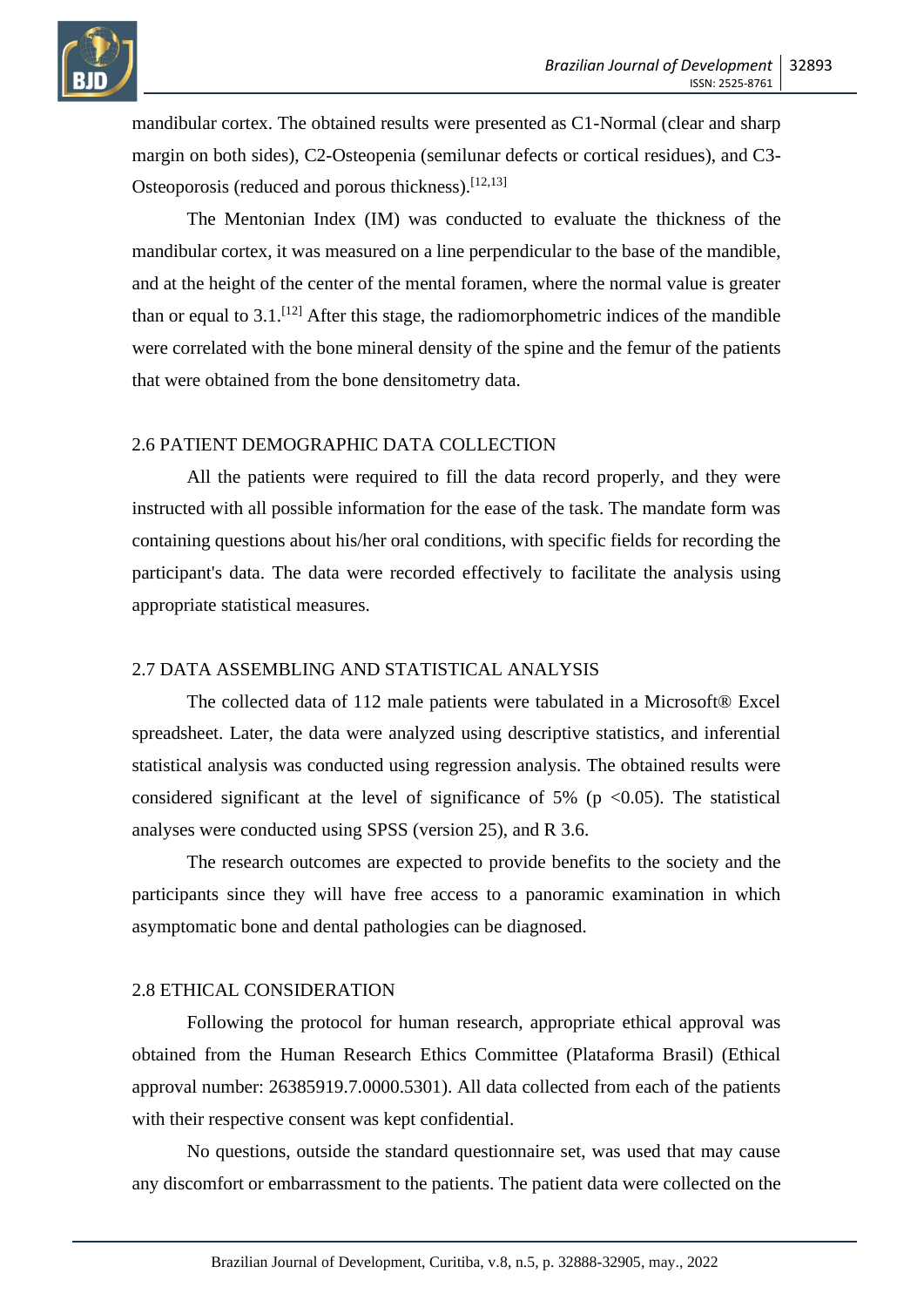mandibular cortex. The obtained results were presented as C1-Normal (clear and sharp margin on both sides), C2-Osteopenia (semilunar defects or cortical residues), and C3-Osteoporosis (reduced and porous thickness).[12,13]

The Mentonian Index (IM) was conducted to evaluate the thickness of the mandibular cortex, it was measured on a line perpendicular to the base of the mandible, and at the height of the center of the mental foramen, where the normal value is greater than or equal to 3.1.[12] After this stage, the radiomorphometric indices of the mandible were correlated with the bone mineral density of the spine and the femur of the patients that were obtained from the bone densitometry data.

## 2.6 PATIENT DEMOGRAPHIC DATA COLLECTION

All the patients were required to fill the data record properly, and they were instructed with all possible information for the ease of the task. The mandate form was containing questions about his/her oral conditions, with specific fields for recording the participant's data. The data were recorded effectively to facilitate the analysis using appropriate statistical measures.

## 2.7 DATA ASSEMBLING AND STATISTICAL ANALYSIS

The collected data of 112 male patients were tabulated in a Microsoft® Excel spreadsheet. Later, the data were analyzed using descriptive statistics, and inferential statistical analysis was conducted using regression analysis. The obtained results were considered significant at the level of significance of 5% ($p < 0.05$). The statistical analyses were conducted using SPSS (version 25), and R 3.6.

The research outcomes are expected to provide benefits to the society and the participants since they will have free access to a panoramic examination in which asymptomatic bone and dental pathologies can be diagnosed.

## 2.8 ETHICAL CONSIDERATION

Following the protocol for human research, appropriate ethical approval was obtained from the Human Research Ethics Committee (Plataforma Brasil) (Ethical approval number: 26385919.7.0000.5301). All data collected from each of the patients with their respective consent was kept confidential.

No questions, outside the standard questionnaire set, was used that may cause any discomfort or embarrassment to the patients. The patient data were collected on the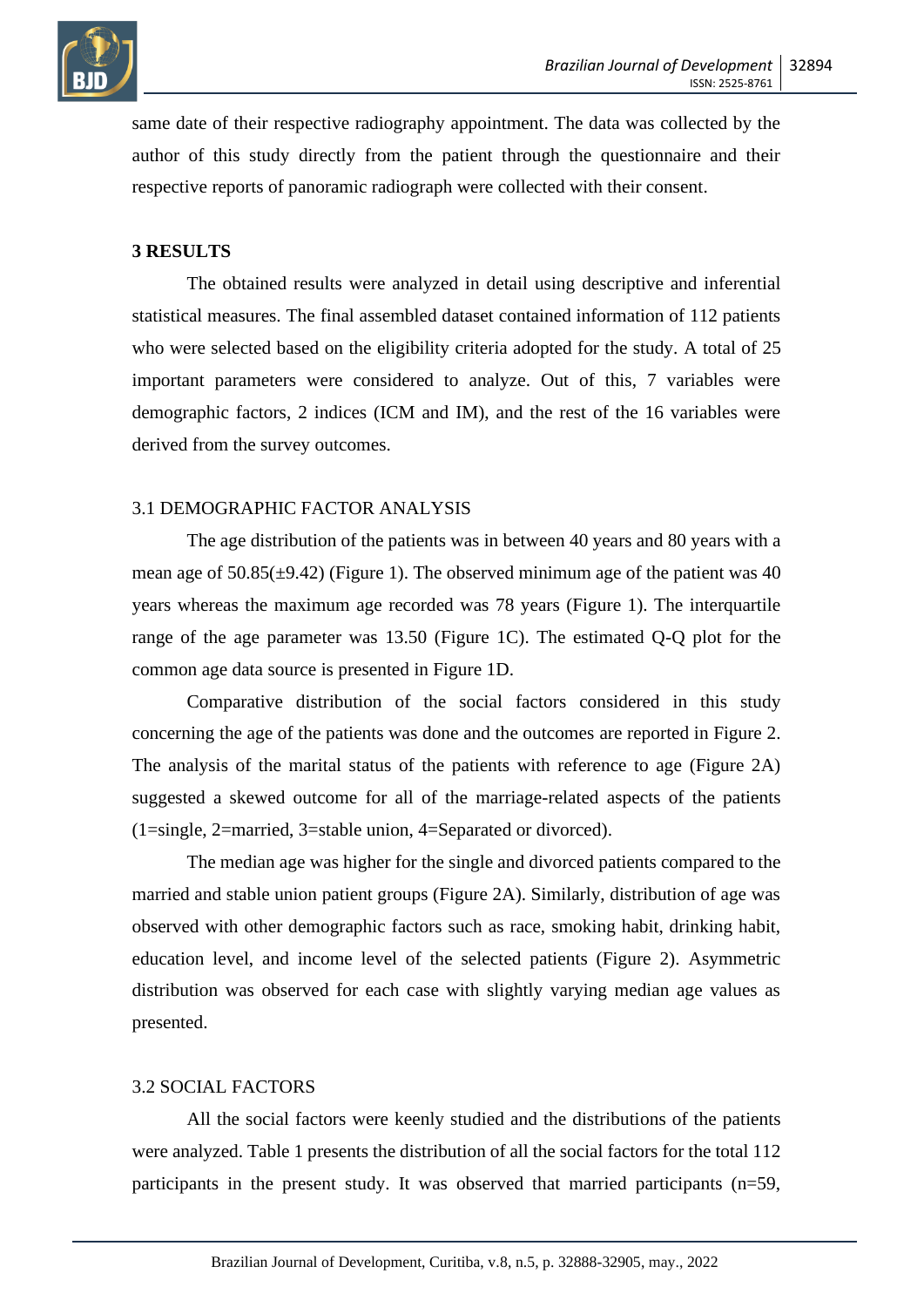same date of their respective radiography appointment. The data was collected by the author of this study directly from the patient through the questionnaire and their respective reports of panoramic radiograph were collected with their consent.

## 3 RESULTS

The obtained results were analyzed in detail using descriptive and inferential statistical measures. The final assembled dataset contained information of 112 patients who were selected based on the eligibility criteria adopted for the study. A total of 25 important parameters were considered to analyze. Out of this, 7 variables were demographic factors, 2 indices (ICM and IM), and the rest of the 16 variables were derived from the survey outcomes.

### 3.1 DEMOGRAPHIC FACTOR ANALYSIS

The age distribution of the patients was in between 40 years and 80 years with a mean age of 50.85(±9.42) (Figure 1). The observed minimum age of the patient was 40 years whereas the maximum age recorded was 78 years (Figure 1). The interquartile range of the age parameter was 13.50 (Figure 1C). The estimated Q-Q plot for the common age data source is presented in Figure 1D.

Comparative distribution of the social factors considered in this study concerning the age of the patients was done and the outcomes are reported in Figure 2. The analysis of the marital status of the patients with reference to age (Figure 2A) suggested a skewed outcome for all of the marriage-related aspects of the patients (1=single, 2=married, 3=stable union, 4=Separated or divorced).

The median age was higher for the single and divorced patients compared to the married and stable union patient groups (Figure 2A). Similarly, distribution of age was observed with other demographic factors such as race, smoking habit, drinking habit, education level, and income level of the selected patients (Figure 2). Asymmetric distribution was observed for each case with slightly varying median age values as presented.

### 3.2 SOCIAL FACTORS

All the social factors were keenly studied and the distributions of the patients were analyzed. Table 1 presents the distribution of all the social factors for the total 112 participants in the present study. It was observed that married participants (n=59,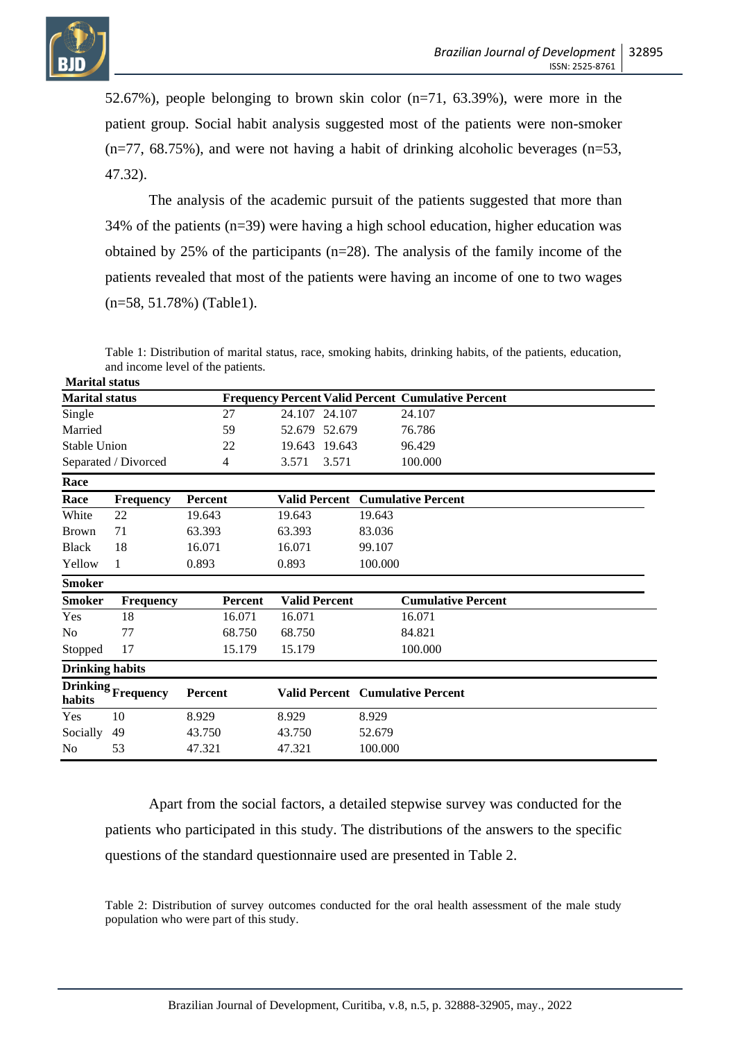52.67%), people belonging to brown skin color (n=71, 63.39%), were more in the patient group. Social habit analysis suggested most of the patients were non-smoker (n=77, 68.75%), and were not having a habit of drinking alcoholic beverages (n=53, 47.32).

The analysis of the academic pursuit of the patients suggested that more than 34% of the patients (n=39) were having a high school education, higher education was obtained by 25% of the participants (n=28). The analysis of the family income of the patients revealed that most of the patients were having an income of one to two wages (n=58, 51.78%) (Table1).

Table 1: Distribution of marital status, race, smoking habits, drinking habits, of the patients, education, and income level of the patients.

**Marital status**

| Marital status | Frequency | Percent | Valid Percent | Cumulative Percent |
|---|---|---|---|---|
| Single | 27 | 24.107 | 24.107 | 24.107 |
| Married | 59 | 52.679 | 52.679 | 76.786 |
| Stable Union | 22 | 19.643 | 19.643 | 96.429 |
| Separated / Divorced | 4 | 3.571 | 3.571 | 100.000 |

**Race**

| Race | Frequency | Percent | Valid Percent | Cumulative Percent |
|---|---|---|---|---|
| White | 22 | 19.643 | 19.643 | 19.643 |
| Brown | 71 | 63.393 | 63.393 | 83.036 |
| Black | 18 | 16.071 | 16.071 | 99.107 |
| Yellow | 1 | 0.893 | 0.893 | 100.000 |

**Smoker**

| Smoker | Frequency | Percent | Valid Percent | Cumulative Percent |
|---|---|---|---|---|
| Yes | 18 | 16.071 | 16.071 | 16.071 |
| No | 77 | 68.750 | 68.750 | 84.821 |
| Stopped | 17 | 15.179 | 15.179 | 100.000 |

**Drinking habits**

| Drinking habits | Frequency | Percent | Valid Percent | Cumulative Percent |
|---|---|---|---|---|
| Yes | 10 | 8.929 | 8.929 | 8.929 |
| Socially | 49 | 43.750 | 43.750 | 52.679 |
| No | 53 | 47.321 | 47.321 | 100.000 |

Apart from the social factors, a detailed stepwise survey was conducted for the patients who participated in this study. The distributions of the answers to the specific questions of the standard questionnaire used are presented in Table 2.

Table 2: Distribution of survey outcomes conducted for the oral health assessment of the male study population who were part of this study.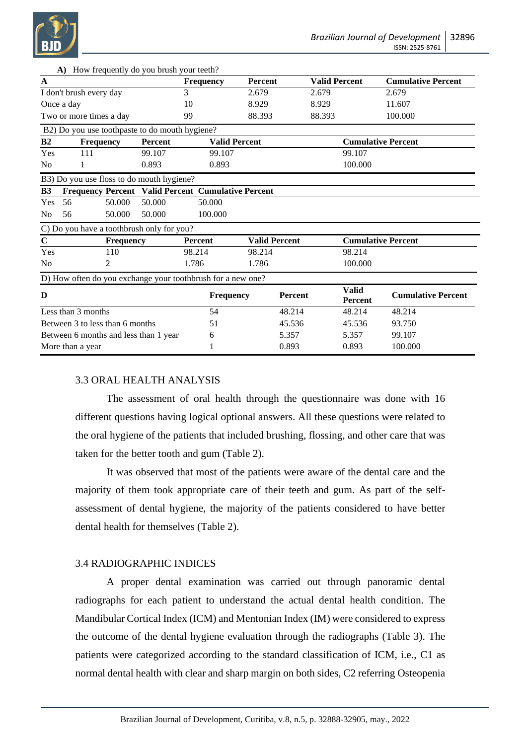**A)** How frequently do you brush your teeth?

| A | Frequency | Percent | Valid Percent | Cumulative Percent |
|---|---|---|---|---|
| I don't brush every day | 3 | 2.679 | 2.679 | 2.679 |
| Once a day | 10 | 8.929 | 8.929 | 11.607 |
| Two or more times a day | 99 | 88.393 | 88.393 | 100.000 |

B2) Do you use toothpaste to do mouth hygiene?

| B2 | Frequency | Percent | Valid Percent | Cumulative Percent |
|---|---|---|---|---|
| Yes | 111 | 99.107 | 99.107 | 99.107 |
| No | 1 | 0.893 | 0.893 | 100.000 |

B3) Do you use floss to do mouth hygiene?

| B3 | Frequency | Percent | Valid Percent | Cumulative Percent |
|---|---|---|---|---|
| Yes | 56 | 50.000 | 50.000 | 50.000 |
| No | 56 | 50.000 | 50.000 | 100.000 |

C) Do you have a toothbrush only for you?

| C | Frequency | Percent | Valid Percent | Cumulative Percent |
|---|---|---|---|---|
| Yes | 110 | 98.214 | 98.214 | 98.214 |
| No | 2 | 1.786 | 1.786 | 100.000 |

D) How often do you exchange your toothbrush for a new one?

| D | Frequency | Percent | Valid Percent | Cumulative Percent |
|---|---|---|---|---|
| Less than 3 months | 54 | 48.214 | 48.214 | 48.214 |
| Between 3 to less than 6 months | 51 | 45.536 | 45.536 | 93.750 |
| Between 6 months and less than 1 year | 6 | 5.357 | 5.357 | 99.107 |
| More than a year | 1 | 0.893 | 0.893 | 100.000 |

## 3.3 ORAL HEALTH ANALYSIS

The assessment of oral health through the questionnaire was done with 16 different questions having logical optional answers. All these questions were related to the oral hygiene of the patients that included brushing, flossing, and other care that was taken for the better tooth and gum (Table 2).

It was observed that most of the patients were aware of the dental care and the majority of them took appropriate care of their teeth and gum. As part of the self-assessment of dental hygiene, the majority of the patients considered to have better dental health for themselves (Table 2).

## 3.4 RADIOGRAPHIC INDICES

A proper dental examination was carried out through panoramic dental radiographs for each patient to understand the actual dental health condition. The Mandibular Cortical Index (ICM) and Mentonian Index (IM) were considered to express the outcome of the dental hygiene evaluation through the radiographs (Table 3). The patients were categorized according to the standard classification of ICM, i.e., C1 as normal dental health with clear and sharp margin on both sides, C2 referring Osteopenia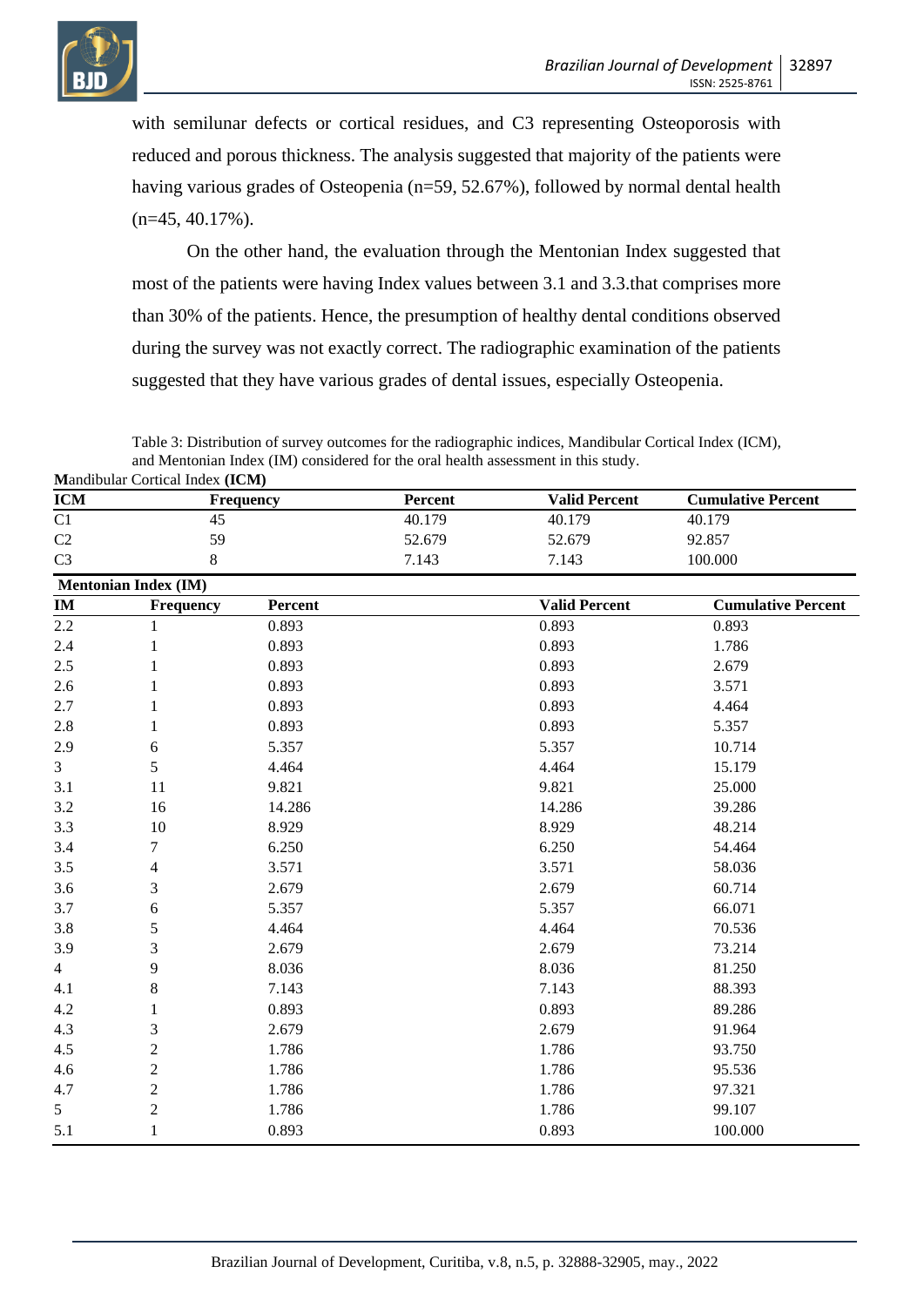with semilunar defects or cortical residues, and C3 representing Osteoporosis with reduced and porous thickness. The analysis suggested that majority of the patients were having various grades of Osteopenia (n=59, 52.67%), followed by normal dental health (n=45, 40.17%).

On the other hand, the evaluation through the Mentonian Index suggested that most of the patients were having Index values between 3.1 and 3.3.that comprises more than 30% of the patients. Hence, the presumption of healthy dental conditions observed during the survey was not exactly correct. The radiographic examination of the patients suggested that they have various grades of dental issues, especially Osteopenia.

Table 3: Distribution of survey outcomes for the radiographic indices, Mandibular Cortical Index (ICM), and Mentonian Index (IM) considered for the oral health assessment in this study.

**Mandibular Cortical Index (ICM)**

| ICM | Frequency | Percent | Valid Percent | Cumulative Percent |
|---|---|---|---|---|
| C1 | 45 | 40.179 | 40.179 | 40.179 |
| C2 | 59 | 52.679 | 52.679 | 92.857 |
| C3 | 8 | 7.143 | 7.143 | 100.000 |

**Mentonian Index (IM)**

| IM | Frequency | Percent | Valid Percent | Cumulative Percent |
|---|---|---|---|---|
| 2.2 | 1 | 0.893 | 0.893 | 0.893 |
| 2.4 | 1 | 0.893 | 0.893 | 1.786 |
| 2.5 | 1 | 0.893 | 0.893 | 2.679 |
| 2.6 | 1 | 0.893 | 0.893 | 3.571 |
| 2.7 | 1 | 0.893 | 0.893 | 4.464 |
| 2.8 | 1 | 0.893 | 0.893 | 5.357 |
| 2.9 | 6 | 5.357 | 5.357 | 10.714 |
| 3 | 5 | 4.464 | 4.464 | 15.179 |
| 3.1 | 11 | 9.821 | 9.821 | 25.000 |
| 3.2 | 16 | 14.286 | 14.286 | 39.286 |
| 3.3 | 10 | 8.929 | 8.929 | 48.214 |
| 3.4 | 7 | 6.250 | 6.250 | 54.464 |
| 3.5 | 4 | 3.571 | 3.571 | 58.036 |
| 3.6 | 3 | 2.679 | 2.679 | 60.714 |
| 3.7 | 6 | 5.357 | 5.357 | 66.071 |
| 3.8 | 5 | 4.464 | 4.464 | 70.536 |
| 3.9 | 3 | 2.679 | 2.679 | 73.214 |
| 4 | 9 | 8.036 | 8.036 | 81.250 |
| 4.1 | 8 | 7.143 | 7.143 | 88.393 |
| 4.2 | 1 | 0.893 | 0.893 | 89.286 |
| 4.3 | 3 | 2.679 | 2.679 | 91.964 |
| 4.5 | 2 | 1.786 | 1.786 | 93.750 |
| 4.6 | 2 | 1.786 | 1.786 | 95.536 |
| 4.7 | 2 | 1.786 | 1.786 | 97.321 |
| 5 | 2 | 1.786 | 1.786 | 99.107 |
| 5.1 | 1 | 0.893 | 0.893 | 100.000 |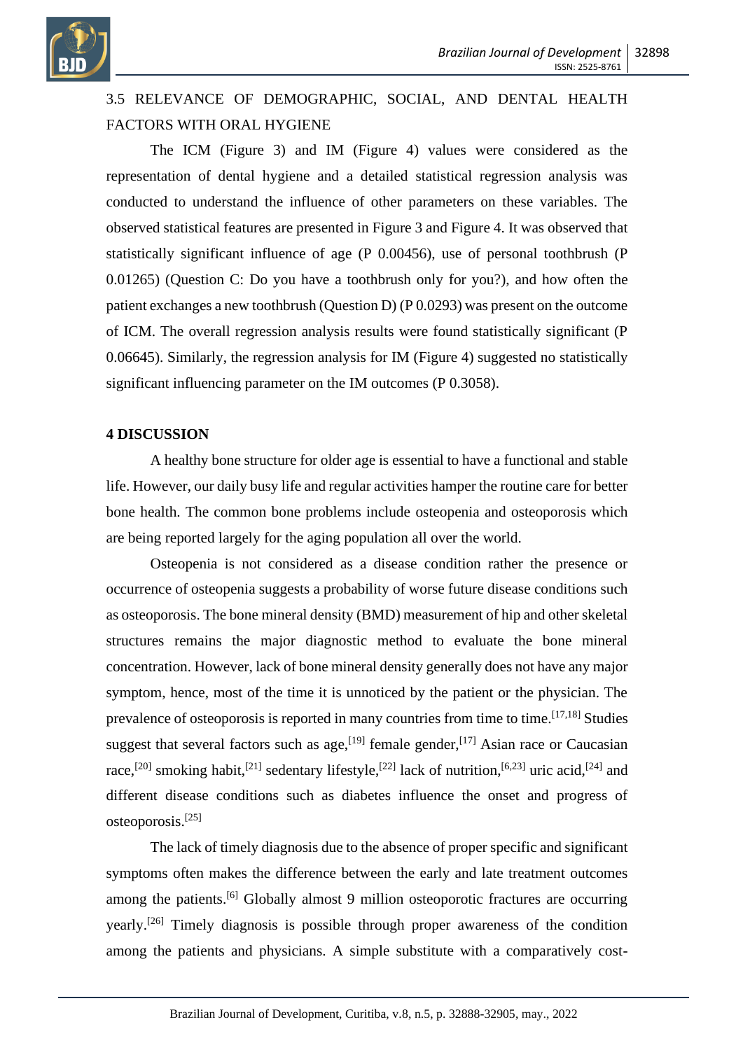### 3.5 RELEVANCE OF DEMOGRAPHIC, SOCIAL, AND DENTAL HEALTH FACTORS WITH ORAL HYGIENE

The ICM (Figure 3) and IM (Figure 4) values were considered as the representation of dental hygiene and a detailed statistical regression analysis was conducted to understand the influence of other parameters on these variables. The observed statistical features are presented in Figure 3 and Figure 4. It was observed that statistically significant influence of age (P 0.00456), use of personal toothbrush (P 0.01265) (Question C: Do you have a toothbrush only for you?), and how often the patient exchanges a new toothbrush (Question D) (P 0.0293) was present on the outcome of ICM. The overall regression analysis results were found statistically significant (P 0.06645). Similarly, the regression analysis for IM (Figure 4) suggested no statistically significant influencing parameter on the IM outcomes (P 0.3058).

## 4 DISCUSSION

A healthy bone structure for older age is essential to have a functional and stable life. However, our daily busy life and regular activities hamper the routine care for better bone health. The common bone problems include osteopenia and osteoporosis which are being reported largely for the aging population all over the world.

Osteopenia is not considered as a disease condition rather the presence or occurrence of osteopenia suggests a probability of worse future disease conditions such as osteoporosis. The bone mineral density (BMD) measurement of hip and other skeletal structures remains the major diagnostic method to evaluate the bone mineral concentration. However, lack of bone mineral density generally does not have any major symptom, hence, most of the time it is unnoticed by the patient or the physician. The prevalence of osteoporosis is reported in many countries from time to time.[17,18] Studies suggest that several factors such as age,[19] female gender,[17] Asian race or Caucasian race,[20] smoking habit,[21] sedentary lifestyle,[22] lack of nutrition,[6,23] uric acid,[24] and different disease conditions such as diabetes influence the onset and progress of osteoporosis.[25]

The lack of timely diagnosis due to the absence of proper specific and significant symptoms often makes the difference between the early and late treatment outcomes among the patients.[6] Globally almost 9 million osteoporotic fractures are occurring yearly.[26] Timely diagnosis is possible through proper awareness of the condition among the patients and physicians. A simple substitute with a comparatively cost-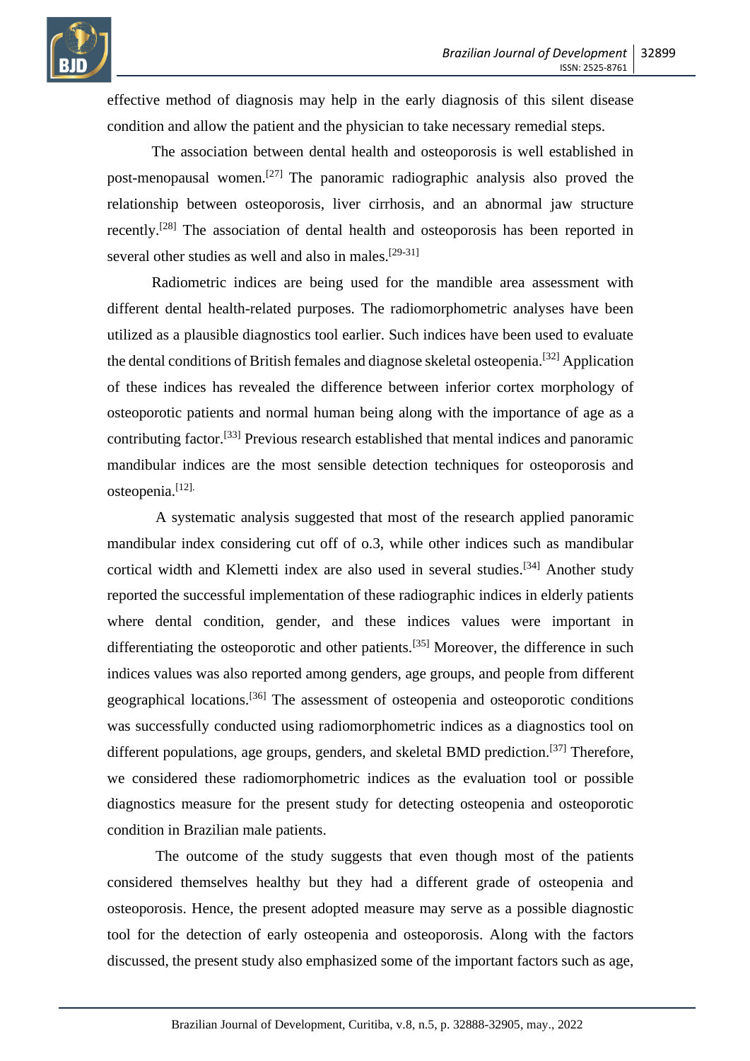effective method of diagnosis may help in the early diagnosis of this silent disease condition and allow the patient and the physician to take necessary remedial steps.

The association between dental health and osteoporosis is well established in post-menopausal women.[27] The panoramic radiographic analysis also proved the relationship between osteoporosis, liver cirrhosis, and an abnormal jaw structure recently.[28] The association of dental health and osteoporosis has been reported in several other studies as well and also in males.[29-31]

Radiometric indices are being used for the mandible area assessment with different dental health-related purposes. The radiomorphometric analyses have been utilized as a plausible diagnostics tool earlier. Such indices have been used to evaluate the dental conditions of British females and diagnose skeletal osteopenia.[32] Application of these indices has revealed the difference between inferior cortex morphology of osteoporotic patients and normal human being along with the importance of age as a contributing factor.[33] Previous research established that mental indices and panoramic mandibular indices are the most sensible detection techniques for osteoporosis and osteopenia.[12].

A systematic analysis suggested that most of the research applied panoramic mandibular index considering cut off of o.3, while other indices such as mandibular cortical width and Klemetti index are also used in several studies.[34] Another study reported the successful implementation of these radiographic indices in elderly patients where dental condition, gender, and these indices values were important in differentiating the osteoporotic and other patients.[35] Moreover, the difference in such indices values was also reported among genders, age groups, and people from different geographical locations.[36] The assessment of osteopenia and osteoporotic conditions was successfully conducted using radiomorphometric indices as a diagnostics tool on different populations, age groups, genders, and skeletal BMD prediction.[37] Therefore, we considered these radiomorphometric indices as the evaluation tool or possible diagnostics measure for the present study for detecting osteopenia and osteoporotic condition in Brazilian male patients.

The outcome of the study suggests that even though most of the patients considered themselves healthy but they had a different grade of osteopenia and osteoporosis. Hence, the present adopted measure may serve as a possible diagnostic tool for the detection of early osteopenia and osteoporosis. Along with the factors discussed, the present study also emphasized some of the important factors such as age,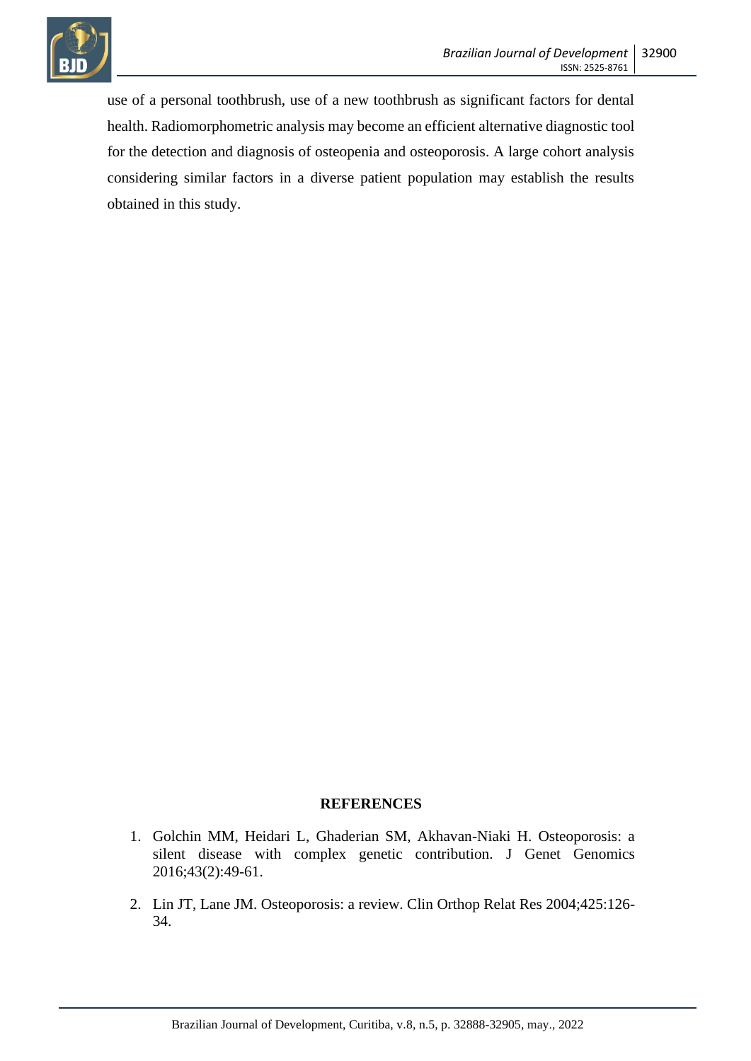use of a personal toothbrush, use of a new toothbrush as significant factors for dental health. Radiomorphometric analysis may become an efficient alternative diagnostic tool for the detection and diagnosis of osteopenia and osteoporosis. A large cohort analysis considering similar factors in a diverse patient population may establish the results obtained in this study.

## REFERENCES

1. Golchin MM, Heidari L, Ghaderian SM, Akhavan-Niaki H. Osteoporosis: a silent disease with complex genetic contribution. J Genet Genomics 2016;43(2):49-61.
2. Lin JT, Lane JM. Osteoporosis: a review. Clin Orthop Relat Res 2004;425:126-34.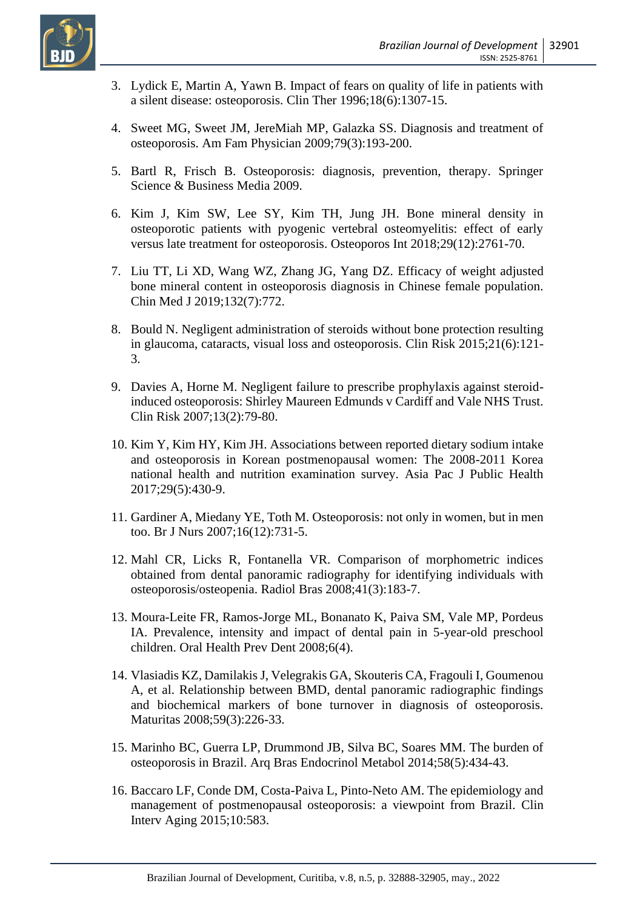3. Lydick E, Martin A, Yawn B. Impact of fears on quality of life in patients with a silent disease: osteoporosis. Clin Ther 1996;18(6):1307-15.

4. Sweet MG, Sweet JM, JereMiah MP, Galazka SS. Diagnosis and treatment of osteoporosis. Am Fam Physician 2009;79(3):193-200.

5. Bartl R, Frisch B. Osteoporosis: diagnosis, prevention, therapy. Springer Science & Business Media 2009.

6. Kim J, Kim SW, Lee SY, Kim TH, Jung JH. Bone mineral density in osteoporotic patients with pyogenic vertebral osteomyelitis: effect of early versus late treatment for osteoporosis. Osteoporos Int 2018;29(12):2761-70.

7. Liu TT, Li XD, Wang WZ, Zhang JG, Yang DZ. Efficacy of weight adjusted bone mineral content in osteoporosis diagnosis in Chinese female population. Chin Med J 2019;132(7):772.

8. Bould N. Negligent administration of steroids without bone protection resulting in glaucoma, cataracts, visual loss and osteoporosis. Clin Risk 2015;21(6):121-3.

9. Davies A, Horne M. Negligent failure to prescribe prophylaxis against steroid-induced osteoporosis: Shirley Maureen Edmunds v Cardiff and Vale NHS Trust. Clin Risk 2007;13(2):79-80.

10. Kim Y, Kim HY, Kim JH. Associations between reported dietary sodium intake and osteoporosis in Korean postmenopausal women: The 2008-2011 Korea national health and nutrition examination survey. Asia Pac J Public Health 2017;29(5):430-9.

11. Gardiner A, Miedany YE, Toth M. Osteoporosis: not only in women, but in men too. Br J Nurs 2007;16(12):731-5.

12. Mahl CR, Licks R, Fontanella VR. Comparison of morphometric indices obtained from dental panoramic radiography for identifying individuals with osteoporosis/osteopenia. Radiol Bras 2008;41(3):183-7.

13. Moura-Leite FR, Ramos-Jorge ML, Bonanato K, Paiva SM, Vale MP, Pordeus IA. Prevalence, intensity and impact of dental pain in 5-year-old preschool children. Oral Health Prev Dent 2008;6(4).

14. Vlasiadis KZ, Damilakis J, Velegrakis GA, Skouteris CA, Fragouli I, Goumenou A, et al. Relationship between BMD, dental panoramic radiographic findings and biochemical markers of bone turnover in diagnosis of osteoporosis. Maturitas 2008;59(3):226-33.

15. Marinho BC, Guerra LP, Drummond JB, Silva BC, Soares MM. The burden of osteoporosis in Brazil. Arq Bras Endocrinol Metabol 2014;58(5):434-43.

16. Baccaro LF, Conde DM, Costa-Paiva L, Pinto-Neto AM. The epidemiology and management of postmenopausal osteoporosis: a viewpoint from Brazil. Clin Interv Aging 2015;10:583.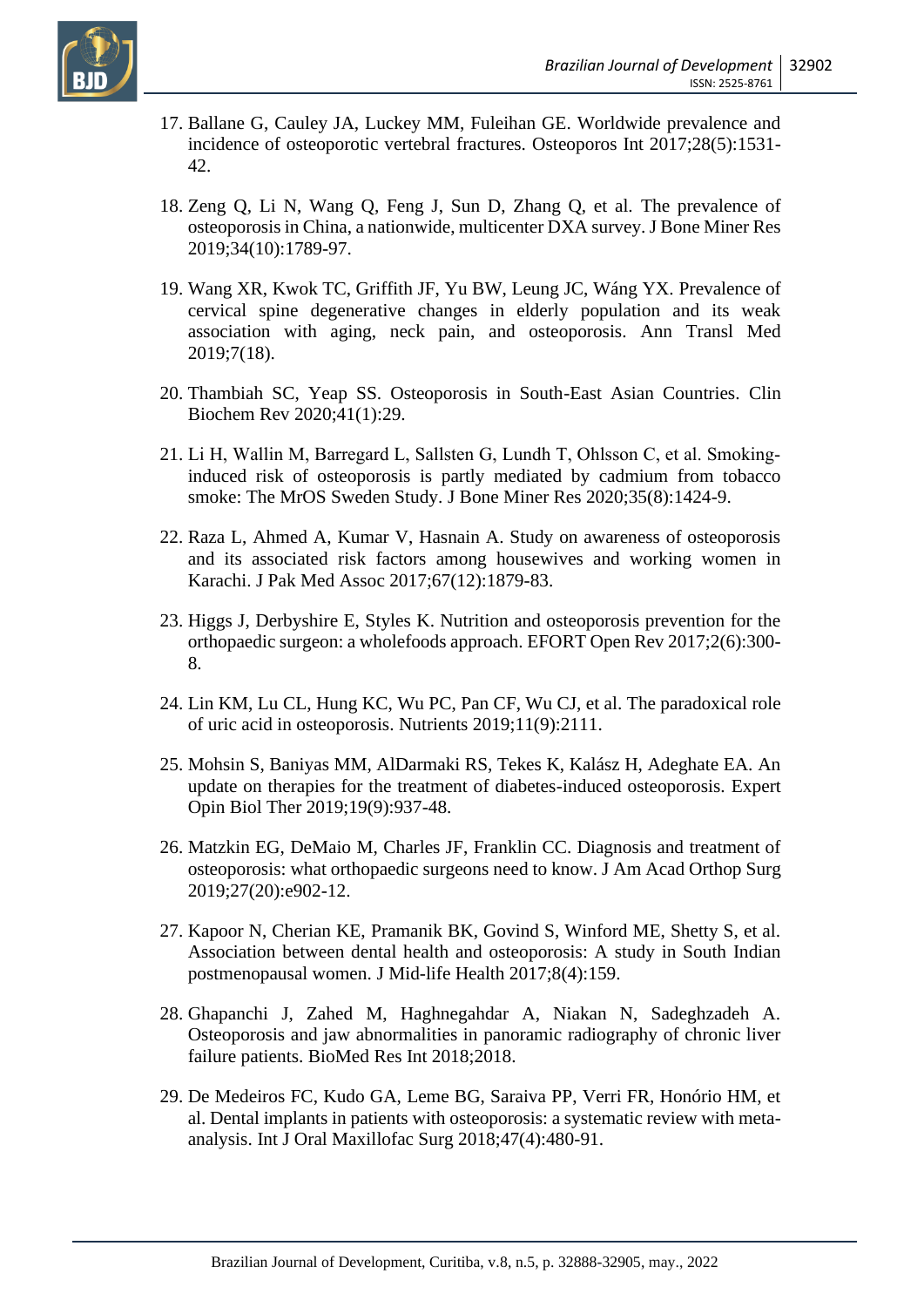17. Ballane G, Cauley JA, Luckey MM, Fuleihan GE. Worldwide prevalence and incidence of osteoporotic vertebral fractures. Osteoporos Int 2017;28(5):1531-42.

18. Zeng Q, Li N, Wang Q, Feng J, Sun D, Zhang Q, et al. The prevalence of osteoporosis in China, a nationwide, multicenter DXA survey. J Bone Miner Res 2019;34(10):1789-97.

19. Wang XR, Kwok TC, Griffith JF, Yu BW, Leung JC, Wáng YX. Prevalence of cervical spine degenerative changes in elderly population and its weak association with aging, neck pain, and osteoporosis. Ann Transl Med 2019;7(18).

20. Thambiah SC, Yeap SS. Osteoporosis in South-East Asian Countries. Clin Biochem Rev 2020;41(1):29.

21. Li H, Wallin M, Barregard L, Sallsten G, Lundh T, Ohlsson C, et al. Smoking-induced risk of osteoporosis is partly mediated by cadmium from tobacco smoke: The MrOS Sweden Study. J Bone Miner Res 2020;35(8):1424-9.

22. Raza L, Ahmed A, Kumar V, Hasnain A. Study on awareness of osteoporosis and its associated risk factors among housewives and working women in Karachi. J Pak Med Assoc 2017;67(12):1879-83.

23. Higgs J, Derbyshire E, Styles K. Nutrition and osteoporosis prevention for the orthopaedic surgeon: a wholefoods approach. EFORT Open Rev 2017;2(6):300-8.

24. Lin KM, Lu CL, Hung KC, Wu PC, Pan CF, Wu CJ, et al. The paradoxical role of uric acid in osteoporosis. Nutrients 2019;11(9):2111.

25. Mohsin S, Baniyas MM, AlDarmaki RS, Tekes K, Kalász H, Adeghate EA. An update on therapies for the treatment of diabetes-induced osteoporosis. Expert Opin Biol Ther 2019;19(9):937-48.

26. Matzkin EG, DeMaio M, Charles JF, Franklin CC. Diagnosis and treatment of osteoporosis: what orthopaedic surgeons need to know. J Am Acad Orthop Surg 2019;27(20):e902-12.

27. Kapoor N, Cherian KE, Pramanik BK, Govind S, Winford ME, Shetty S, et al. Association between dental health and osteoporosis: A study in South Indian postmenopausal women. J Mid-life Health 2017;8(4):159.

28. Ghapanchi J, Zahed M, Haghnegahdar A, Niakan N, Sadeghzadeh A. Osteoporosis and jaw abnormalities in panoramic radiography of chronic liver failure patients. BioMed Res Int 2018;2018.

29. De Medeiros FC, Kudo GA, Leme BG, Saraiva PP, Verri FR, Honório HM, et al. Dental implants in patients with osteoporosis: a systematic review with meta-analysis. Int J Oral Maxillofac Surg 2018;47(4):480-91.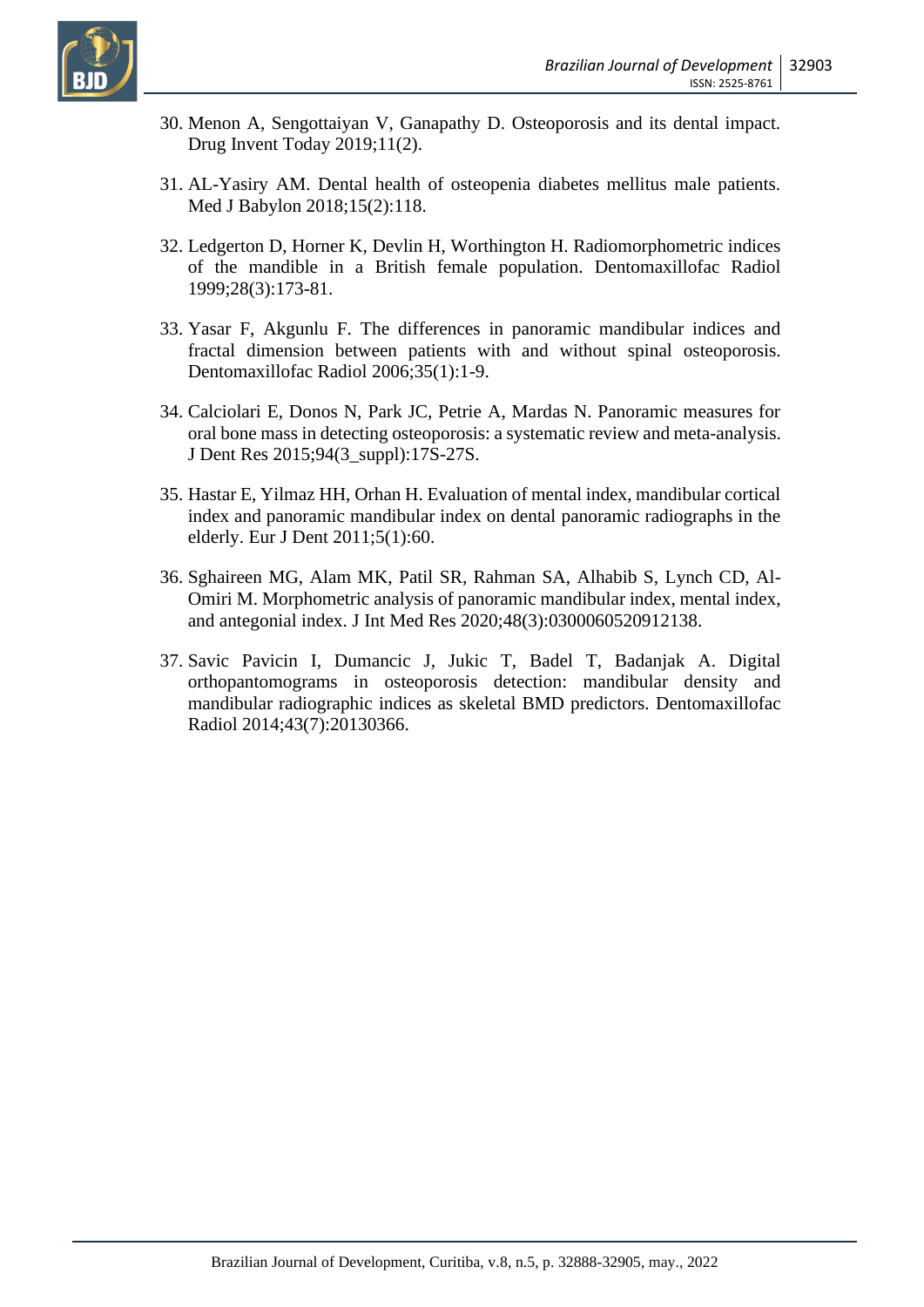30. Menon A, Sengottaiyan V, Ganapathy D. Osteoporosis and its dental impact. Drug Invent Today 2019;11(2).

31. AL-Yasiry AM. Dental health of osteopenia diabetes mellitus male patients. Med J Babylon 2018;15(2):118.

32. Ledgerton D, Horner K, Devlin H, Worthington H. Radiomorphometric indices of the mandible in a British female population. Dentomaxillofac Radiol 1999;28(3):173-81.

33. Yasar F, Akgunlu F. The differences in panoramic mandibular indices and fractal dimension between patients with and without spinal osteoporosis. Dentomaxillofac Radiol 2006;35(1):1-9.

34. Calciolari E, Donos N, Park JC, Petrie A, Mardas N. Panoramic measures for oral bone mass in detecting osteoporosis: a systematic review and meta-analysis. J Dent Res 2015;94(3_suppl):17S-27S.

35. Hastar E, Yilmaz HH, Orhan H. Evaluation of mental index, mandibular cortical index and panoramic mandibular index on dental panoramic radiographs in the elderly. Eur J Dent 2011;5(1):60.

36. Sghaireen MG, Alam MK, Patil SR, Rahman SA, Alhabib S, Lynch CD, Al-Omiri M. Morphometric analysis of panoramic mandibular index, mental index, and antegonial index. J Int Med Res 2020;48(3):0300060520912138.

37. Savic Pavicin I, Dumancic J, Jukic T, Badel T, Badanjak A. Digital orthopantomograms in osteoporosis detection: mandibular density and mandibular radiographic indices as skeletal BMD predictors. Dentomaxillofac Radiol 2014;43(7):20130366.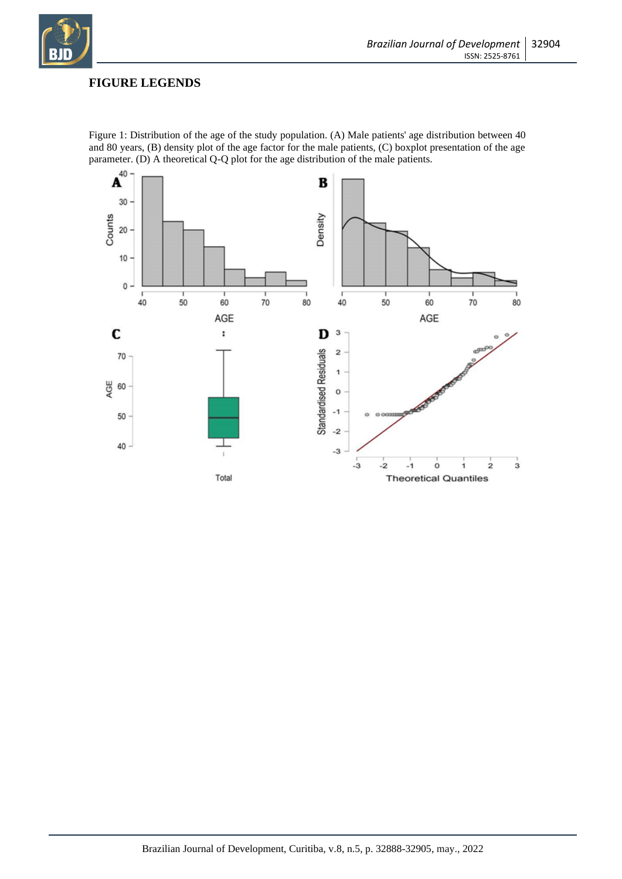## FIGURE LEGENDS

Figure 1: Distribution of the age of the study population. (A) Male patients' age distribution between 40 and 80 years, (B) density plot of the age factor for the male patients, (C) boxplot presentation of the age parameter. (D) A theoretical Q-Q plot for the age distribution of the male patients.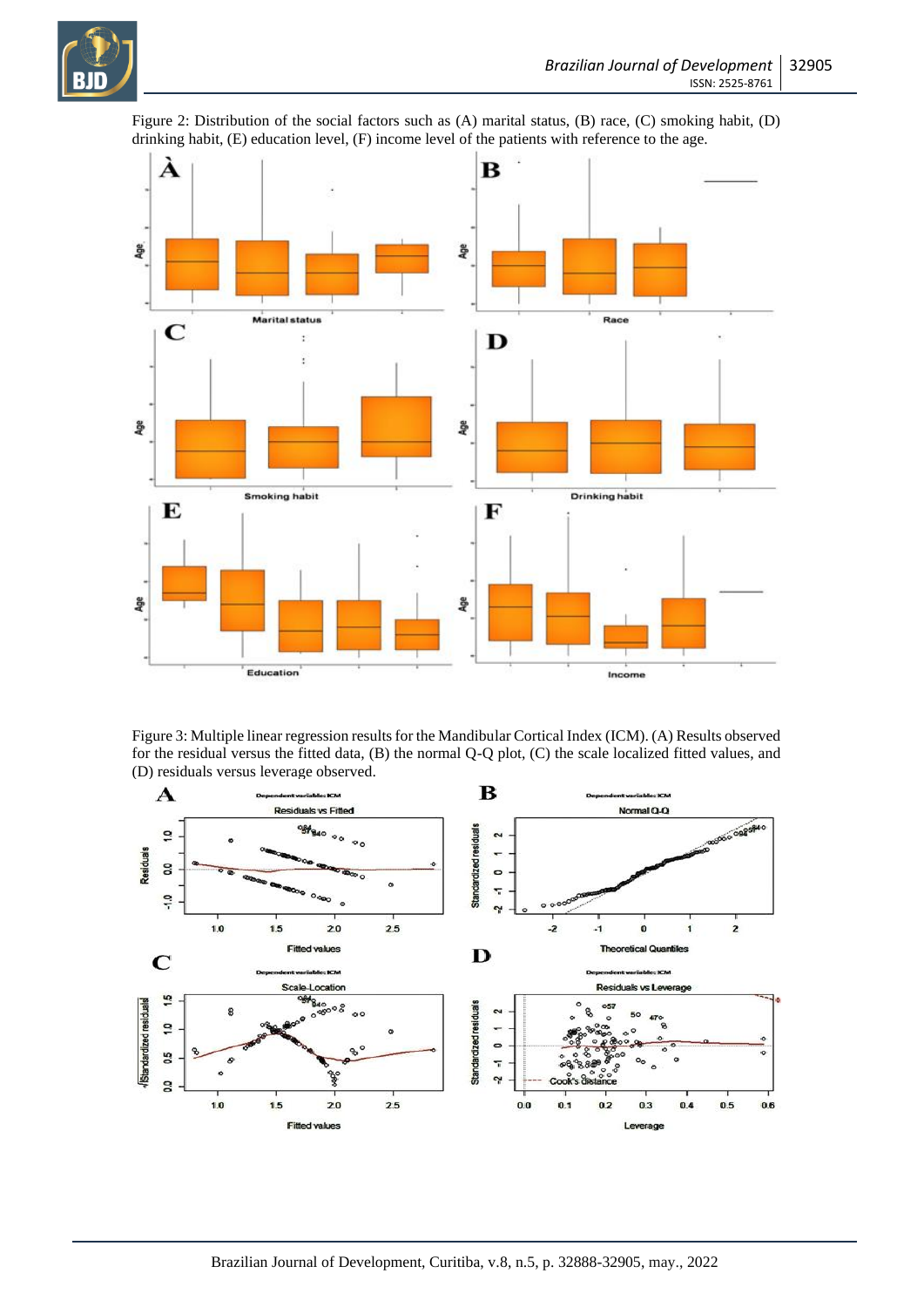Figure 2: Distribution of the social factors such as (A) marital status, (B) race, (C) smoking habit, (D) drinking habit, (E) education level, (F) income level of the patients with reference to the age.

A

Age

Marital status

B

Age

Race

C

Age

Smoking habit

D

Age

Drinking habit

E

Age

Education

F

Age

Income

Figure 3: Multiple linear regression results for the Mandibular Cortical Index (ICM). (A) Results observed for the residual versus the fitted data, (B) the normal Q-Q plot, (C) the scale localized fitted values, and (D) residuals versus leverage observed.

A

Dependent variable: ICM

Residuals vs Fitted

Residuals

-1.0 0.0 1.0

1.0 1.5 2.0 2.5

Fitted values

B

Dependent variable: ICM

Normal Q-Q

Standardized residuals

-2 -1 0 1 2

-2 -1 0 1 2

Theoretical Quantiles

C

Dependent variable: ICM

Scale-Location

√|Standardized residuals|

0.0 0.5 1.0 1.5

1.0 1.5 2.0 2.5

Fitted values

D

Dependent variable: ICM

Residuals vs Leverage

Standardized residuals

-2 -1 0 1 2

Cook's distance

0.0 0.1 0.2 0.3 0.4 0.5 0.6

Leverage